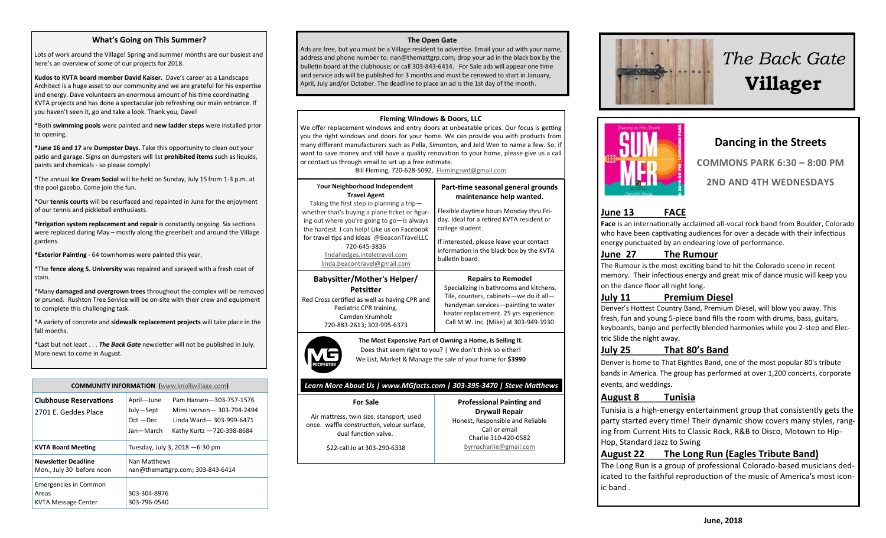# The Back Gate Villager

June, 2018

## Dancing in the Streets

**COMMONS PARK 6:30 – 8:00 PM**

**2ND AND 4TH WEDNESDAYS**

### June 13 FACE

**Face** is an internationally acclaimed all-vocal rock band from Boulder, Colorado who have been captivating audiences for over a decade with their infectious energy punctuated by an endearing love of performance.

### June 27 The Rumour

The Rumour is the most exciting band to hit the Colorado scene in recent memory. Their infectious energy and great mix of dance music will keep you on the dance floor all night long.

### July 11 Premium Diesel

Denver's Hottest Country Band, Premium Diesel, will blow you away. This fresh, fun and young 5-piece band fills the room with drums, bass, guitars, keyboards, banjo and perfectly blended harmonies while you 2-step and Electric Slide the night away.

### July 25 That 80's Band

Denver is home to That Eighties Band, one of the most popular 80's tribute bands in America. The group has performed at over 1,200 concerts, corporate events, and weddings.

### August 8 Tunisia

Tunisia is a high-energy entertainment group that consistently gets the party started every time! Their dynamic show covers many styles, ranging from Current Hits to Classic Rock, R&B to Disco, Motown to Hip-Hop, Standard Jazz to Swing

### August 22 The Long Run (Eagles Tribute Band)

The Long Run is a group of professional Colorado-based musicians dedicated to the faithful reproduction of the music of America's most iconic band .

## What's Going on This Summer?

Lots of work around the Village! Spring and summer months are our busiest and here's an overview of *some* of our projects for 2018.

**Kudos to KVTA board member David Kaiser.** Dave's career as a Landscape Architect is a huge asset to our community and we are grateful for his expertise and energy. Dave volunteers an enormous amount of his time coordinating KVTA projects and has done a spectacular job refreshing our main entrance. If you haven't seen it, go and take a look. Thank you, Dave!

*Both **swimming pools** were painted and **new ladder steps** were installed prior to opening.

***June 16 and 17** are **Dumpster Days**. Take this opportunity to clean out your patio and garage. Signs on dumpsters will list **prohibited items** such as liquids, paints and chemicals - so please comply!

*The annual **Ice Cream Social** will be held on Sunday, July 15 from 1-3 p.m. at the pool gazebo. Come join the fun.

*Our **tennis courts** will be resurfaced and repainted in June for the enjoyment of our tennis and pickleball enthusiasts.

***Irrigation system replacement and repair** is constantly ongoing. Six sections were replaced during May – mostly along the greenbelt and around the Village gardens.

***Exterior Painting** - 64 townhomes were painted this year.

*The **fence along S. University** was repaired and sprayed with a fresh coat of stain.

*Many **damaged and overgrown trees** throughout the complex will be removed or pruned. Rushton Tree Service will be on-site with their crew and equipment to complete this challenging task.

*A variety of concrete and **sidewalk replacement projects** will take place in the fall months.

*Last but not least . . . ***The Back Gate*** newsletter will not be published in July. More news to come in August.

### COMMUNITY INFORMATION (www.knollsvillage.com)

| | |
|---|---|
| **Clubhouse Reservations**<br>2701 E. Geddes Place | April—June Pam Hansen—303-757-1576<br>July—Sept Mimi Iverson— 303-794-2494<br>Oct —Dec Linda Ward— 303-999-6471<br>Jan—March Kathy Kurtz —720-398-8684 |
| **KVTA Board Meeting** | Tuesday, July 3, 2018 —6:30 pm |
| **Newsletter Deadline**<br>Mon., July 30 before noon | Nan Matthews<br>nan@themattgrp.com; 303-843-6414 |
| Emergencies in Common Areas<br>KVTA Message Center | 303-304-8976<br>303-796-0540 |

## The Open Gate

Ads are free, but you must be a Village resident to advertise. Email your ad with your name, address and phone number to: nan@themattgrp.com; drop your ad in the black box by the bulletin board at the clubhouse; or call 303-843-6414. For Sale ads will appear one time and service ads will be published for 3 months and must be renewed to start in January, April, July and/or October. The deadline to place an ad is the 1st day of the month.

**Fleming Windows & Doors, LLC**

We offer replacement windows and entry doors at unbeatable prices. Our focus is getting you the right windows and doors for your home. We can provide you with products from many different manufacturers such as Pella, Simonton, and Jeld Wen to name a few. So, if want to save money and still have a quality renovation to your home, please give us a call or contact us through email to set up a free estimate.

Bill Fleming, 720-628-5092, Flemingswd@gmail.com

**Your Neighborhood Independent Travel Agent**

Taking the first step in planning a trip—whether that's buying a plane ticket or figuring out where you're going to go—is always the hardest. I can help! Like us on Facebook for travel tips and ideas @BeaconTravelLLC
720-645-3836
lindahedges.inteletravel.com
linda.beacontravel@gmail.com

**Part-time seasonal general grounds maintenance help wanted.**

Flexible daytime hours Monday thru Friday. Ideal for a retired KVTA resident or college student.

If interested, please leave your contact information in the black box by the KVTA bulletin board.

**Babysitter/Mother's Helper/ Petsitter**

Red Cross certified as well as having CPR and Pediatric CPR training.
Camden Krumholz
720-883-2613; 303-995-6373

**Repairs to Remodel**

Specializing in bathrooms and kitchens. Tile, counters, cabinets—we do it all—handyman services—painting to water heater replacement. 25 yrs experience. Call M.W. Inc. (Mike) at 303-949-3930

**The Most Expensive Part of Owning a Home, Is Selling It.**
Does that seem right to you? | We don't think so either!
We List, Market & Manage the sale of your home for **$3990**

*Learn More About Us | www.MGfacts.com | 303-395-3470 | Steve Matthews*

**For Sale**

Air mattress, twin size, stansport, used once. waffle construction, velour surface, dual function valve.

$22-call Jo at 303-290-6338

**Professional Painting and Drywall Repair**

Honest, Responsible and Reliable
Call or email
Charlie 310-420-0582
byrnscharlie@gmail.com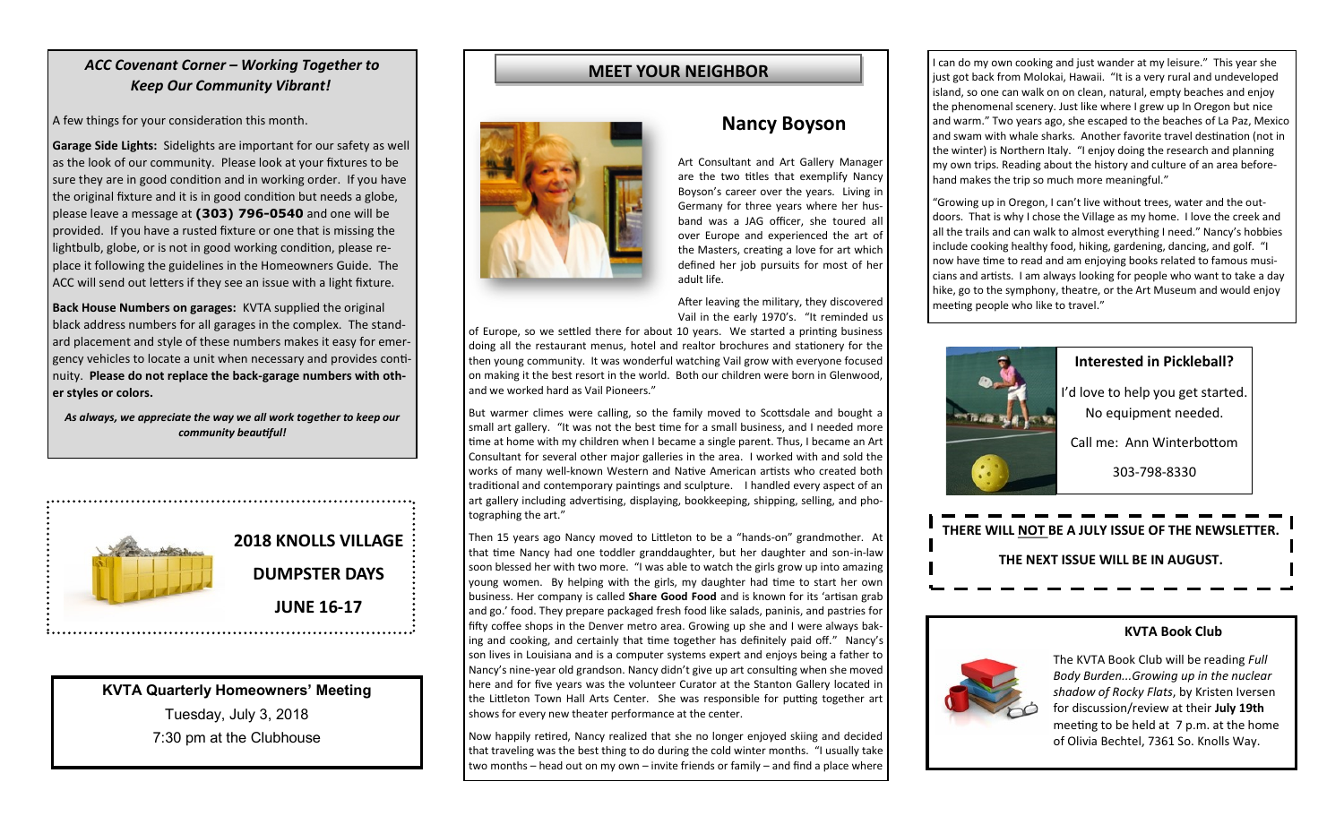## *ACC Covenant Corner – Working Together to Keep Our Community Vibrant!*

A few things for your consideration this month.

**Garage Side Lights:** Sidelights are important for our safety as well as the look of our community. Please look at your fixtures to be sure they are in good condition and in working order. If you have the original fixture and it is in good condition but needs a globe, please leave a message at **(303) 796-0540** and one will be provided. If you have a rusted fixture or one that is missing the lightbulb, globe, or is not in good working condition, please replace it following the guidelines in the Homeowners Guide. The ACC will send out letters if they see an issue with a light fixture.

**Back House Numbers on garages:** KVTA supplied the original black address numbers for all garages in the complex. The standard placement and style of these numbers makes it easy for emergency vehicles to locate a unit when necessary and provides continuity. **Please do not replace the back-garage numbers with other styles or colors.**

***As always, we appreciate the way we all work together to keep our community beautiful!***

**2018 KNOLLS VILLAGE**

**DUMPSTER DAYS**

**JUNE 16-17**

**KVTA Quarterly Homeowners' Meeting**

Tuesday, July 3, 2018

7:30 pm at the Clubhouse

## MEET YOUR NEIGHBOR

## Nancy Boyson

Art Consultant and Art Gallery Manager are the two titles that exemplify Nancy Boyson's career over the years. Living in Germany for three years where her husband was a JAG officer, she toured all over Europe and experienced the art of the Masters, creating a love for art which defined her job pursuits for most of her adult life.

After leaving the military, they discovered Vail in the early 1970's. "It reminded us of Europe, so we settled there for about 10 years. We started a printing business doing all the restaurant menus, hotel and realtor brochures and stationery for the then young community. It was wonderful watching Vail grow with everyone focused on making it the best resort in the world. Both our children were born in Glenwood, and we worked hard as Vail Pioneers."

But warmer climes were calling, so the family moved to Scottsdale and bought a small art gallery. "It was not the best time for a small business, and I needed more time at home with my children when I became a single parent. Thus, I became an Art Consultant for several other major galleries in the area. I worked with and sold the works of many well-known Western and Native American artists who created both traditional and contemporary paintings and sculpture. I handled every aspect of an art gallery including advertising, displaying, bookkeeping, shipping, selling, and photographing the art."

Then 15 years ago Nancy moved to Littleton to be a "hands-on" grandmother. At that time Nancy had one toddler granddaughter, but her daughter and son-in-law soon blessed her with two more. "I was able to watch the girls grow up into amazing young women. By helping with the girls, my daughter had time to start her own business. Her company is called **Share Good Food** and is known for its 'artisan grab and go.' food. They prepare packaged fresh food like salads, paninis, and pastries for fifty coffee shops in the Denver metro area. Growing up she and I were always baking and cooking, and certainly that time together has definitely paid off." Nancy's son lives in Louisiana and is a computer systems expert and enjoys being a father to Nancy's nine-year old grandson. Nancy didn't give up art consulting when she moved here and for five years was the volunteer Curator at the Stanton Gallery located in the Littleton Town Hall Arts Center. She was responsible for putting together art shows for every new theater performance at the center.

Now happily retired, Nancy realized that she no longer enjoyed skiing and decided that traveling was the best thing to do during the cold winter months. "I usually take two months – head out on my own – invite friends or family – and find a place where I can do my own cooking and just wander at my leisure." This year she just got back from Molokai, Hawaii. "It is a very rural and undeveloped island, so one can walk on on clean, natural, empty beaches and enjoy the phenomenal scenery. Just like where I grew up In Oregon but nice and warm." Two years ago, she escaped to the beaches of La Paz, Mexico and swam with whale sharks. Another favorite travel destination (not in the winter) is Northern Italy. "I enjoy doing the research and planning my own trips. Reading about the history and culture of an area beforehand makes the trip so much more meaningful."

"Growing up in Oregon, I can't live without trees, water and the outdoors. That is why I chose the Village as my home. I love the creek and all the trails and can walk to almost everything I need." Nancy's hobbies include cooking healthy food, hiking, gardening, dancing, and golf. "I now have time to read and am enjoying books related to famous musicians and artists. I am always looking for people who want to take a day hike, go to the symphony, theatre, or the Art Museum and would enjoy meeting people who like to travel."

**Interested in Pickleball?**

I'd love to help you get started.

No equipment needed.

Call me: Ann Winterbottom

303-798-8330

**THERE WILL NOT BE A JULY ISSUE OF THE NEWSLETTER.**

**THE NEXT ISSUE WILL BE IN AUGUST.**

**KVTA Book Club**

The KVTA Book Club will be reading *Full Body Burden...Growing up in the nuclear shadow of Rocky Flats*, by Kristen Iversen for discussion/review at their **July 19th** meeting to be held at 7 p.m. at the home of Olivia Bechtel, 7361 So. Knolls Way.